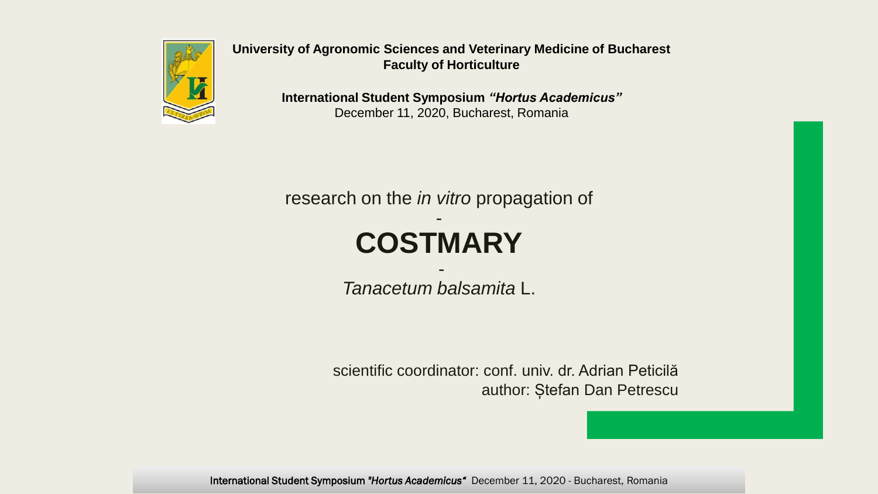**University of Agronomic Sciences and Veterinary Medicine of Bucharest**
**Faculty of Horticulture**

**International Student Symposium *"Hortus Academicus"***
December 11, 2020, Bucharest, Romania

research on the *in vitro* propagation of

-

# COSTMARY

-

*Tanacetum balsamita* L.

scientific coordinator: conf. univ. dr. Adrian Peticilă
author: Ștefan Dan Petrescu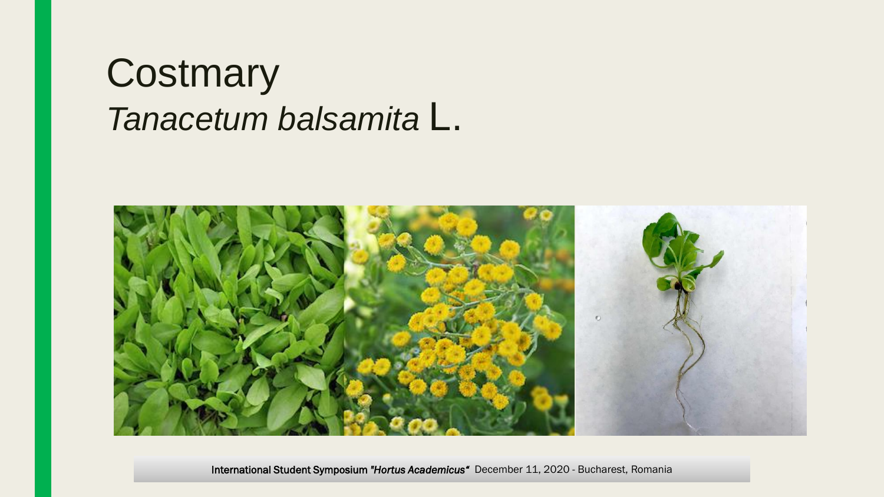# Costmary

## *Tanacetum balsamita* L.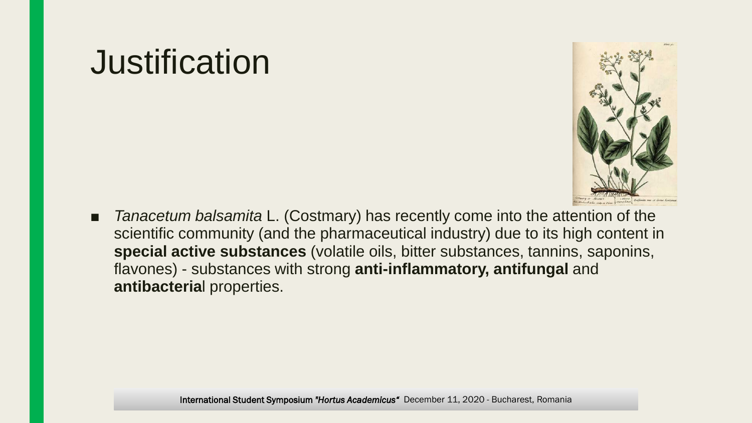# Justification

- *Tanacetum balsamita* L. (Costmary) has recently come into the attention of the scientific community (and the pharmaceutical industry) due to its high content in **special active substances** (volatile oils, bitter substances, tannins, saponins, flavones) - substances with strong **anti-inflammatory, antifungal** and **antibacteria**l properties.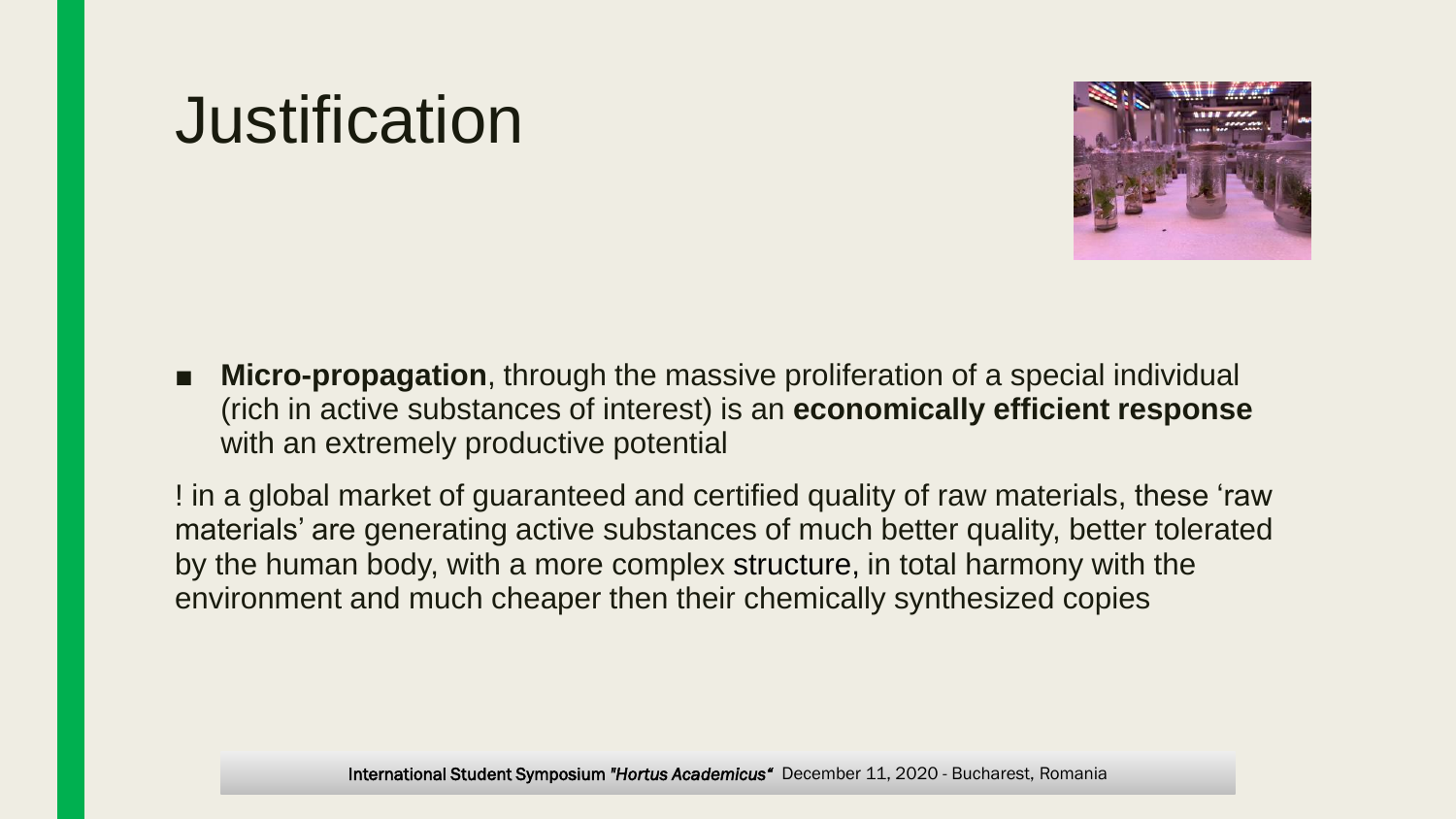# Justification

- **Micro-propagation**, through the massive proliferation of a special individual (rich in active substances of interest) is an **economically efficient response** with an extremely productive potential

! in a global market of guaranteed and certified quality of raw materials, these ‘raw materials’ are generating active substances of much better quality, better tolerated by the human body, with a more complex structure, in total harmony with the environment and much cheaper then their chemically synthesized copies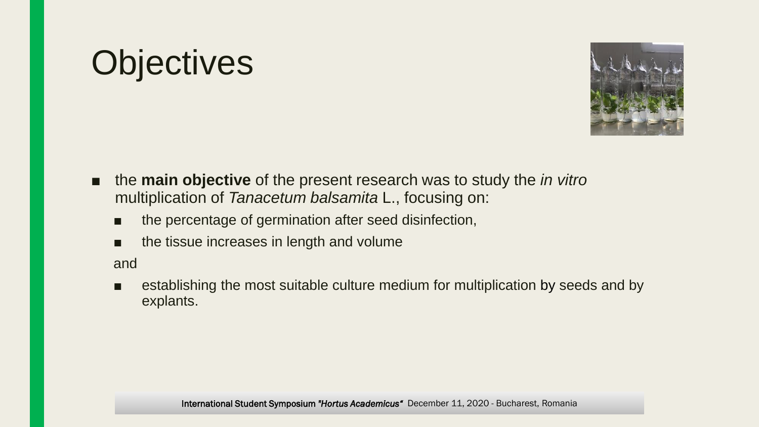# Objectives

- the **main objective** of the present research was to study the *in vitro* multiplication of *Tanacetum balsamita* L., focusing on:
  - the percentage of germination after seed disinfection,
  - the tissue increases in length and volume

  and

  - establishing the most suitable culture medium for multiplication by seeds and by explants.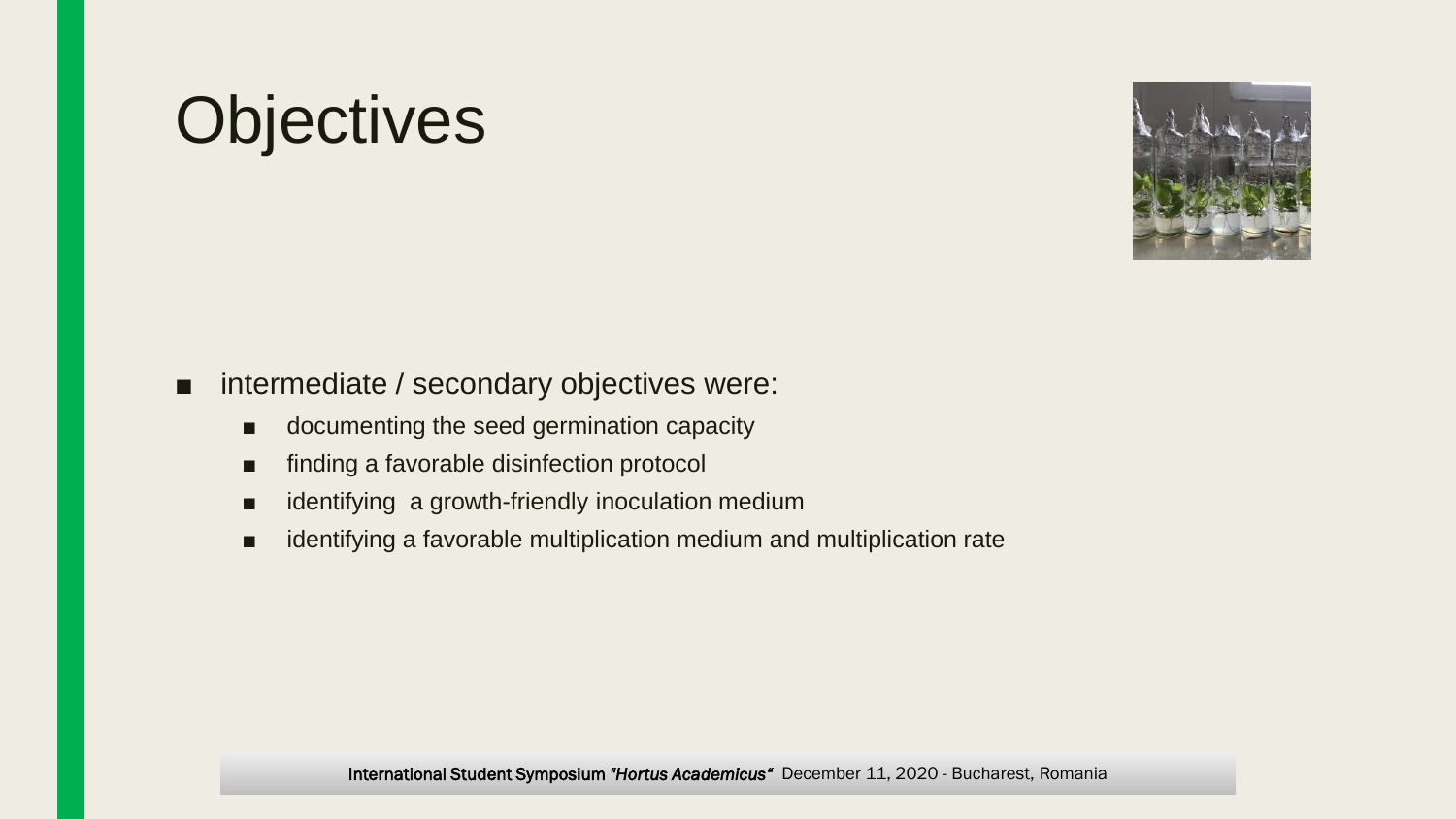# Objectives

- intermediate / secondary objectives were:
  - documenting the seed germination capacity
  - finding a favorable disinfection protocol
  - identifying a growth-friendly inoculation medium
  - identifying a favorable multiplication medium and multiplication rate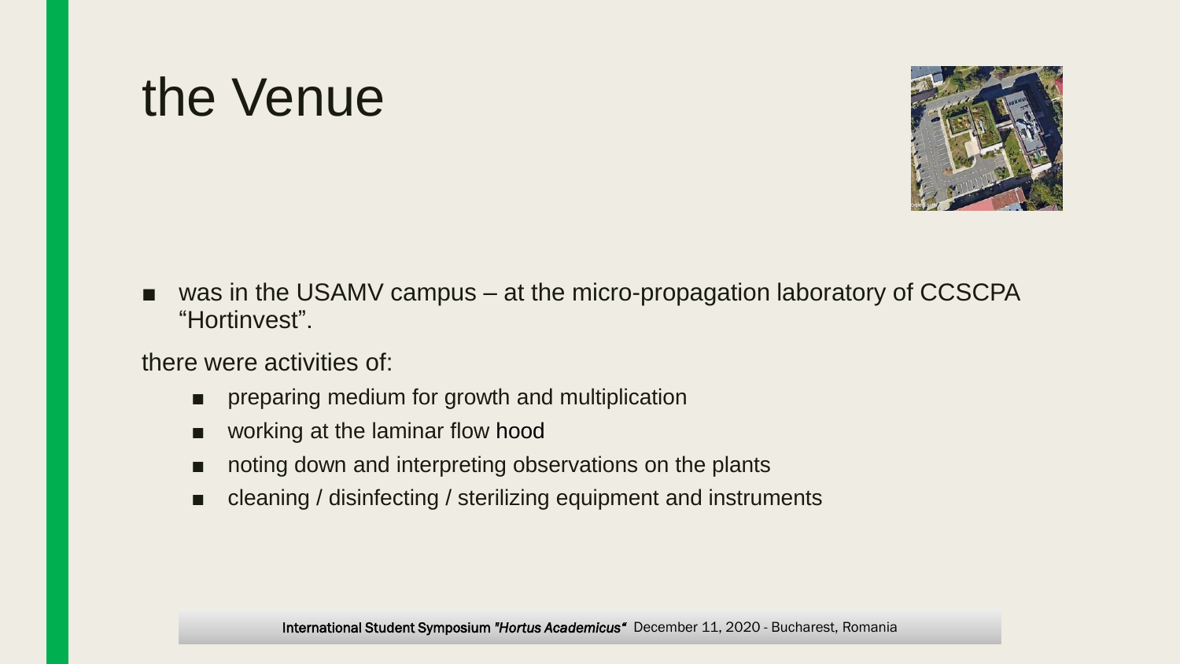# the Venue

- was in the USAMV campus – at the micro-propagation laboratory of CCSCPA “Hortinvest”.

there were activities of:

- preparing medium for growth and multiplication
- working at the laminar flow hood
- noting down and interpreting observations on the plants
- cleaning / disinfecting / sterilizing equipment and instruments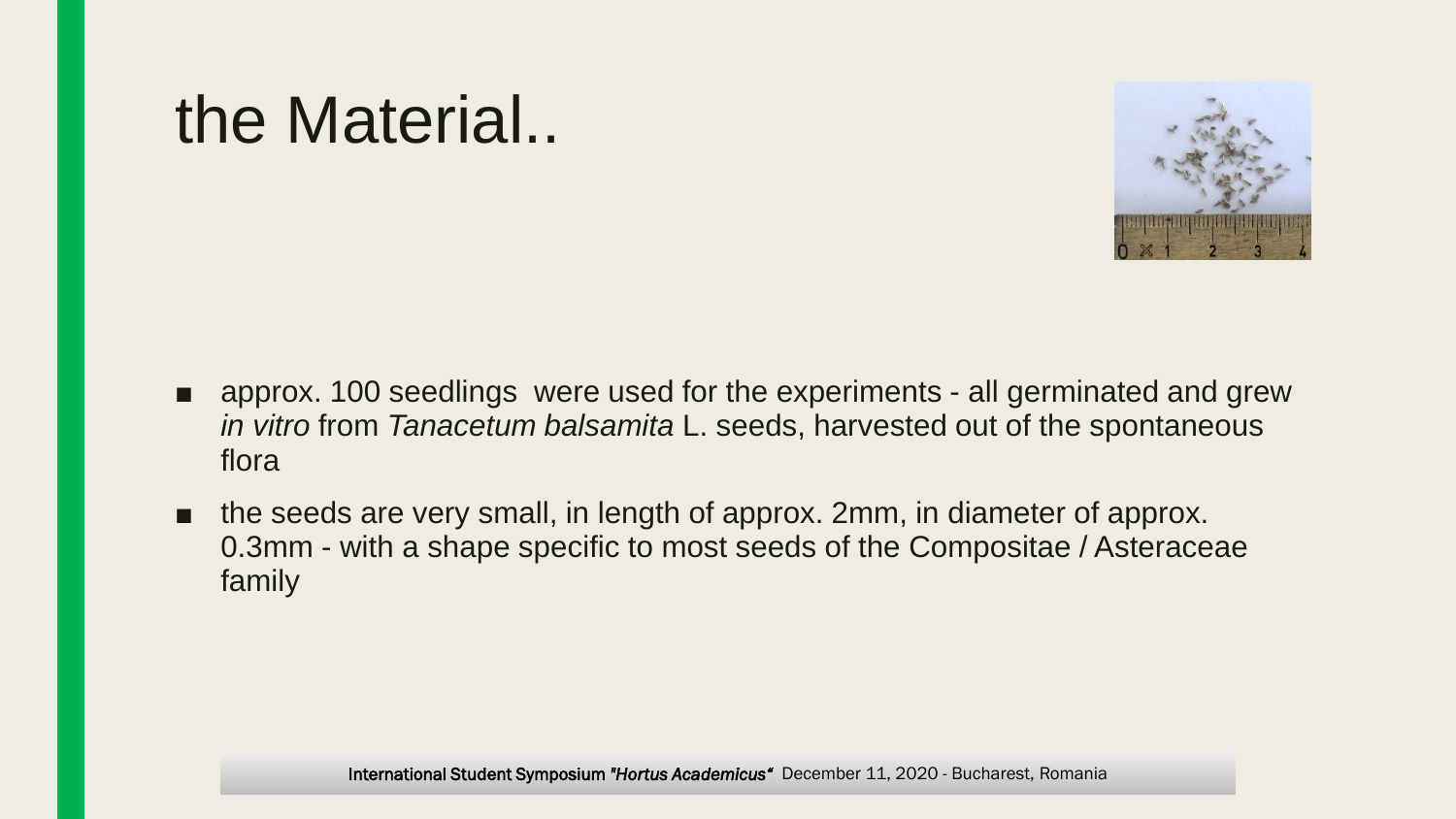# the Material..

- approx. 100 seedlings were used for the experiments - all germinated and grew *in vitro* from *Tanacetum balsamita* L. seeds, harvested out of the spontaneous flora
- the seeds are very small, in length of approx. 2mm, in diameter of approx. 0.3mm - with a shape specific to most seeds of the Compositae / Asteraceae family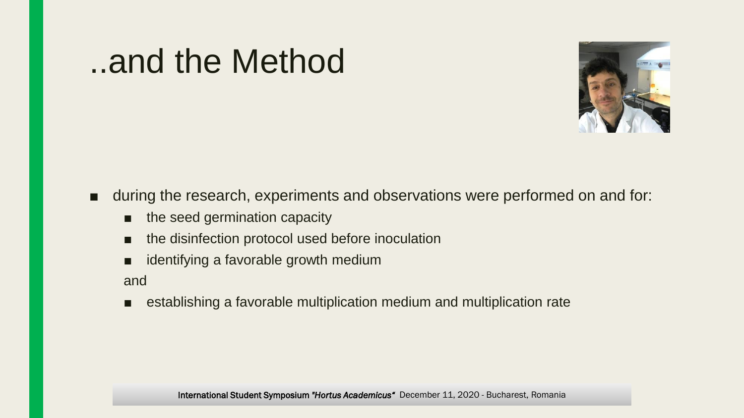# ..and the Method

- during the research, experiments and observations were performed on and for:
  - the seed germination capacity
  - the disinfection protocol used before inoculation
  - identifying a favorable growth medium

  and

  - establishing a favorable multiplication medium and multiplication rate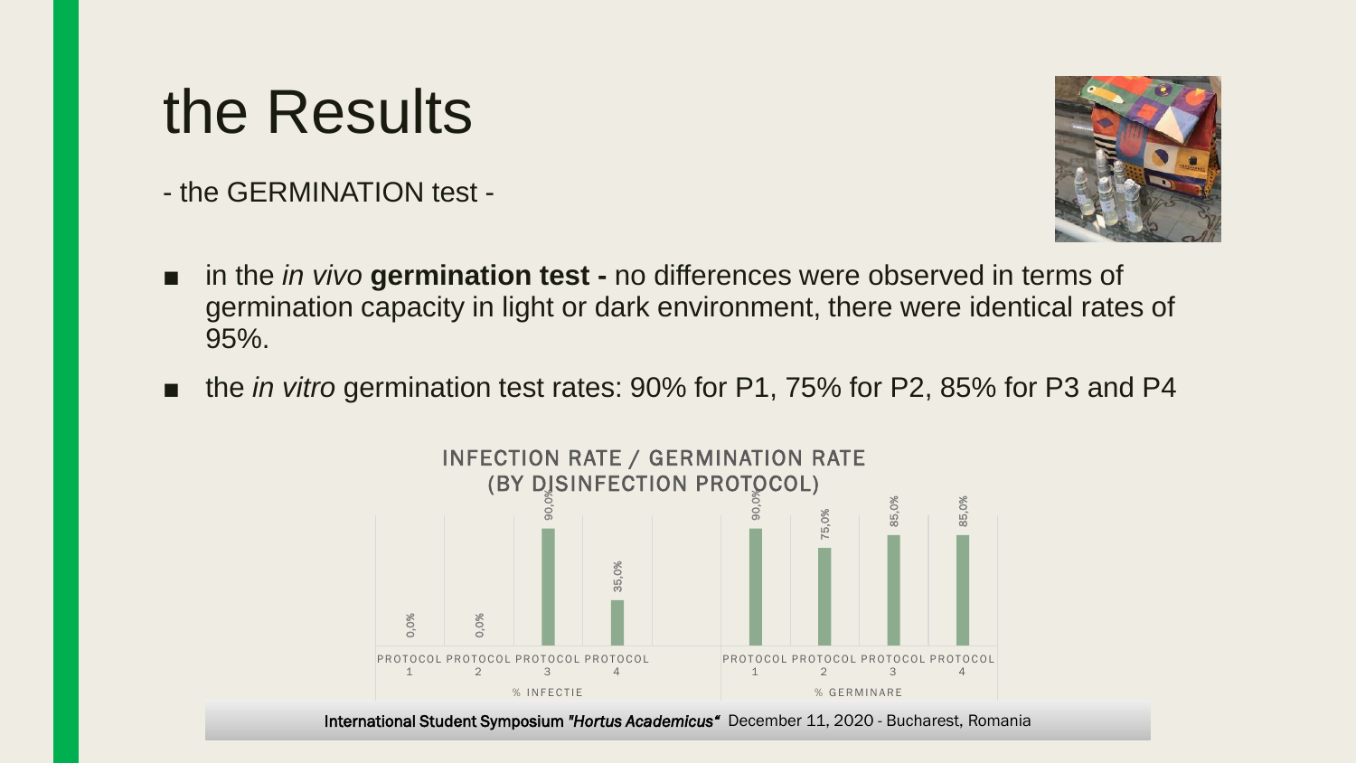# the Results

- the GERMINATION test -

- in the *in vivo* **germination test -** no differences were observed in terms of germination capacity in light or dark environment, there were identical rates of 95%.
- the *in vitro* germination test rates: 90% for P1, 75% for P2, 85% for P3 and P4

INFECTION RATE / GERMINATION RATE (BY DISINFECTION PROTOCOL)

| | PROTOCOL 1 | PROTOCOL 2 | PROTOCOL 3 | PROTOCOL 4 |
|---|---|---|---|---|
| % INFECTIE | 0,0% | 0,0% | 90,0% | 35,0% |
| % GERMINARE | 90,0% | 75,0% | 85,0% | 85,0% |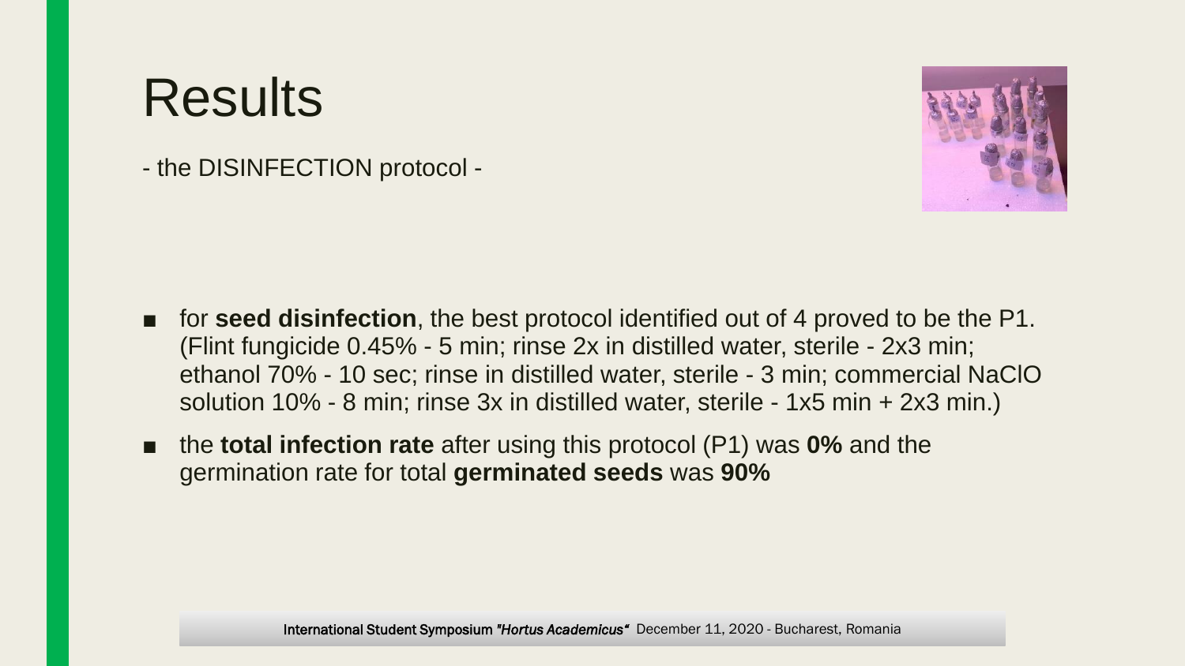# Results

- the DISINFECTION protocol -

- for **seed disinfection**, the best protocol identified out of 4 proved to be the P1. (Flint fungicide 0.45% - 5 min; rinse 2x in distilled water, sterile - 2x3 min; ethanol 70% - 10 sec; rinse in distilled water, sterile - 3 min; commercial NaClO solution 10% - 8 min; rinse 3x in distilled water, sterile - 1x5 min + 2x3 min.)
- the **total infection rate** after using this protocol (P1) was **0%** and the germination rate for total **germinated seeds** was **90%**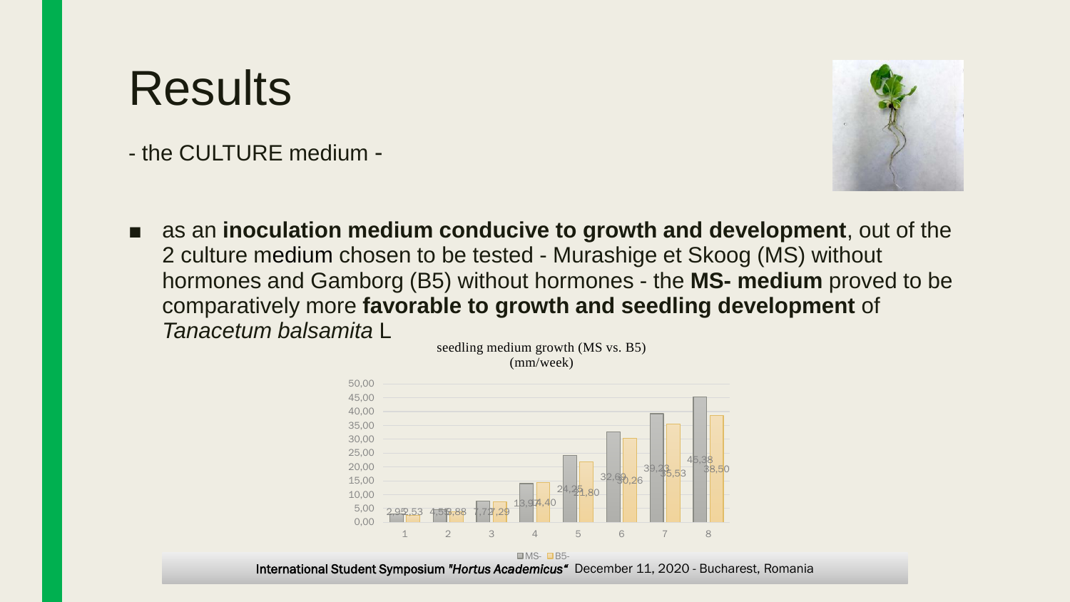# Results

- the CULTURE medium -

- as an **inoculation medium conducive to growth and development**, out of the 2 culture medium chosen to be tested - Murashige et Skoog (MS) without hormones and Gamborg (B5) without hormones - the **MS- medium** proved to be comparatively more **favorable to growth and seedling development** of *Tanacetum balsamita* L

seedling medium growth (MS vs. B5) (mm/week)

| Week | MS- | B5- |
|---|---|---|
| 1 | 2,95 | 2,53 |
| 2 | 4,55 | 3,88 |
| 3 | 7,72 | 7,29 |
| 4 | 13,97 | 14,40 |
| 5 | 24,25 | 21,80 |
| 6 | 32,69 | 30,26 |
| 7 | 39,23 | 35,53 |
| 8 | 45,38 | 38,50 |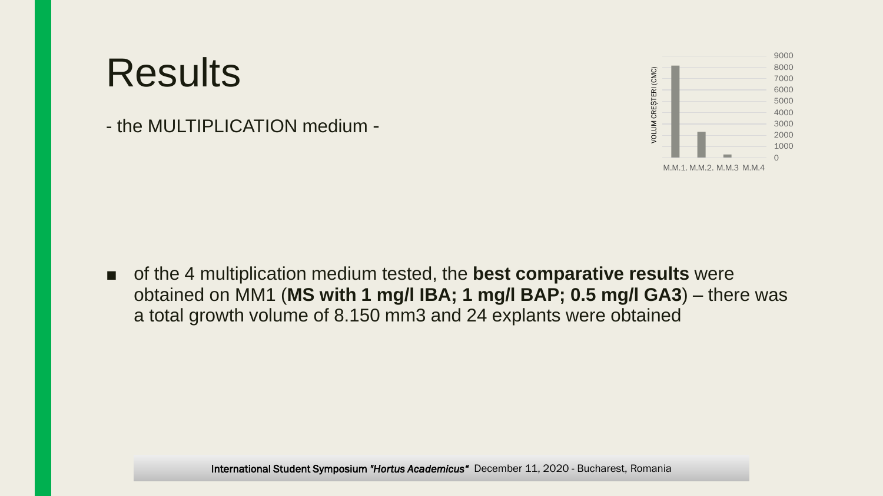# Results

- the MULTIPLICATION medium -

- of the 4 multiplication medium tested, the **best comparative results** were obtained on MM1 (**MS with 1 mg/l IBA; 1 mg/l BAP; 0.5 mg/l GA3**) – there was a total growth volume of 8.150 mm3 and 24 explants were obtained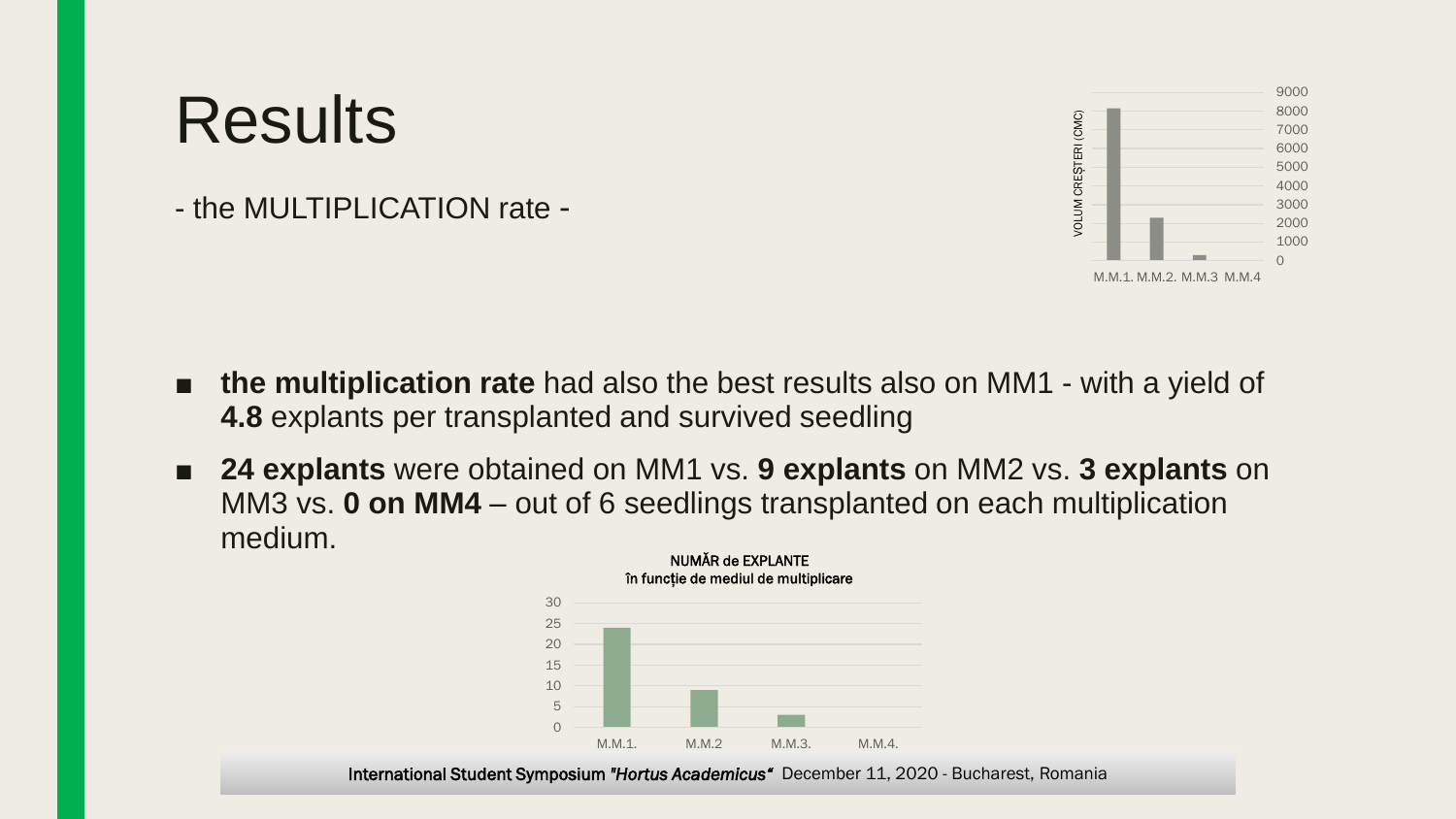# Results

- the MULTIPLICATION rate -

VOLUM CREȘTERI (CMC)

M.M.1. M.M.2. M.M.3 M.M.4

- **the multiplication rate** had also the best results also on MM1 - with a yield of **4.8** explants per transplanted and survived seedling
- **24 explants** were obtained on MM1 vs. **9 explants** on MM2 vs. **3 explants** on MM3 vs. **0 on MM4** – out of 6 seedlings transplanted on each multiplication medium.

**NUMĂR de EXPLANTE**
**în funcție de mediul de multiplicare**

M.M.1. M.M.2 M.M.3. M.M.4.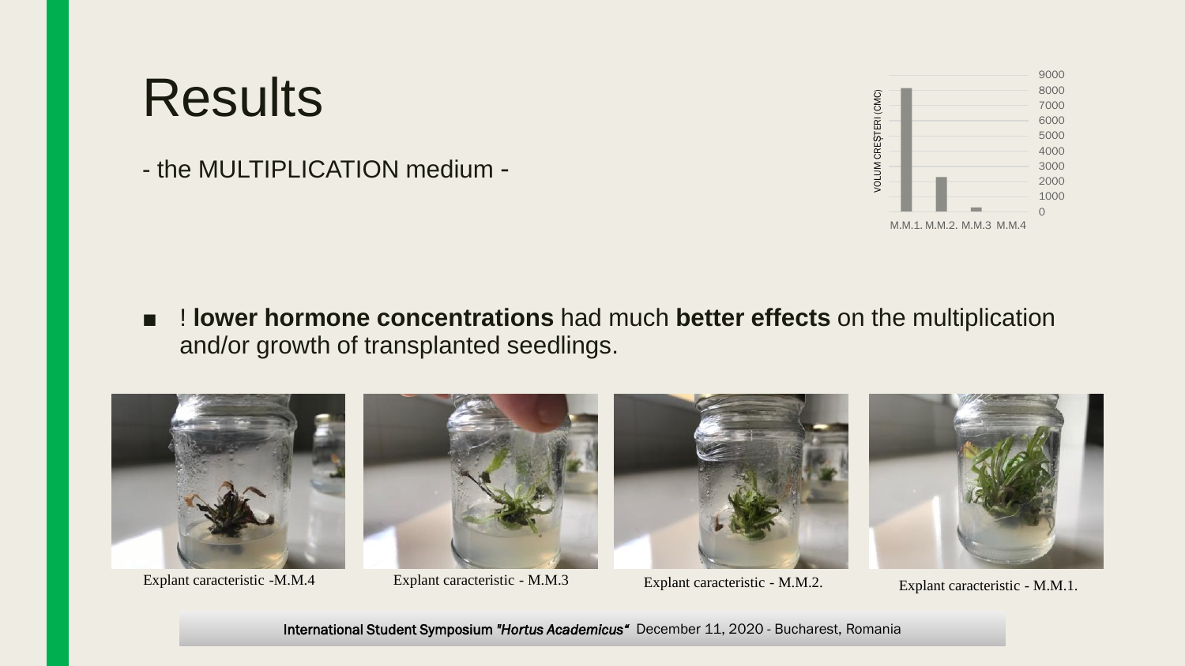# Results

- the MULTIPLICATION medium -

VOLUM CREȘTERI (CMC)

9000
8000
7000
6000
5000
4000
3000
2000
1000
0

M.M.1. M.M.2. M.M.3 M.M.4

- ! **lower hormone concentrations** had much **better effects** on the multiplication and/or growth of transplanted seedlings.

Explant caracteristic -M.M.4

Explant caracteristic - M.M.3

Explant caracteristic - M.M.2.

Explant caracteristic - M.M.1.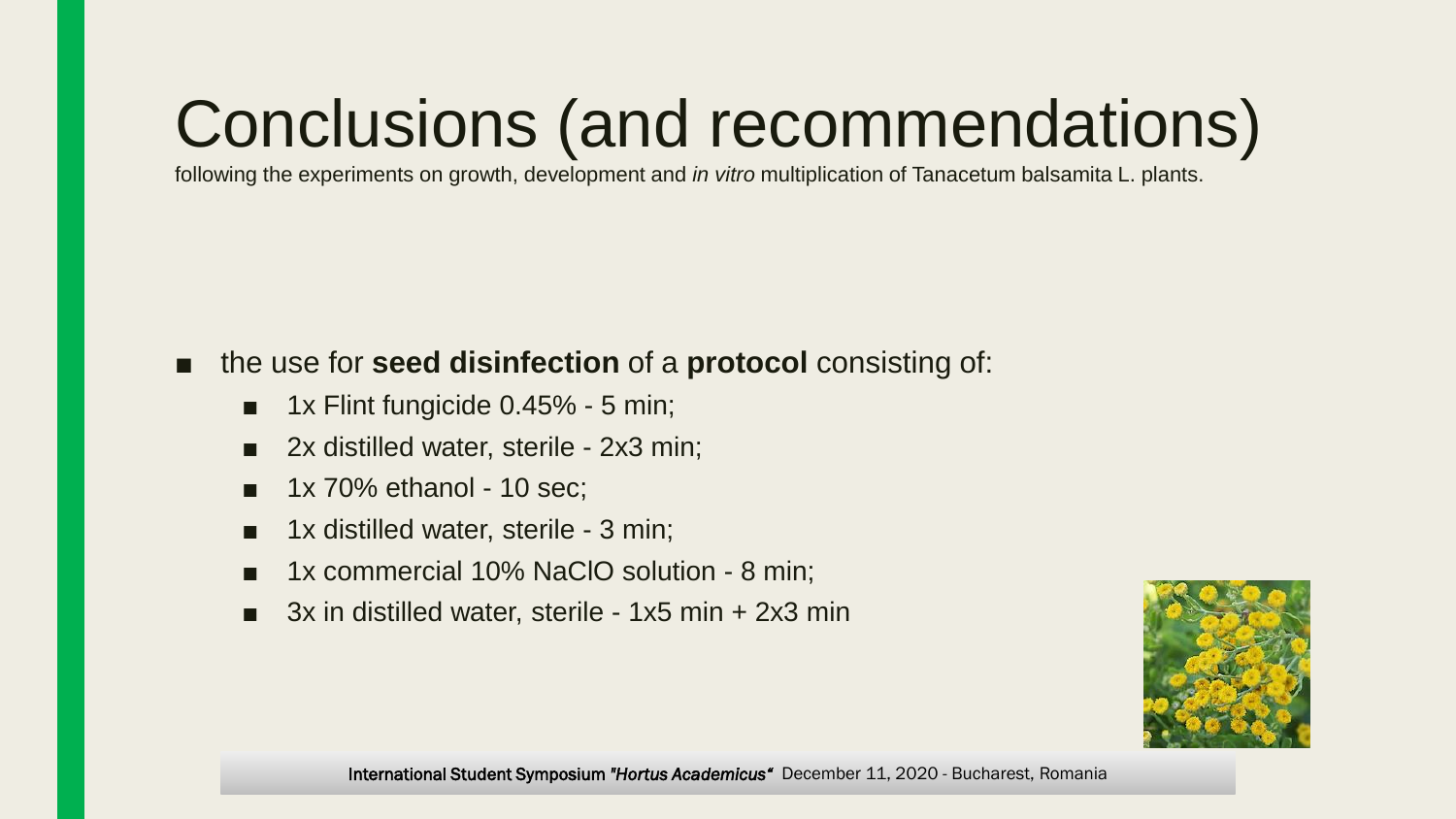# Conclusions (and recommendations)

following the experiments on growth, development and *in vitro* multiplication of Tanacetum balsamita L. plants.

- the use for **seed disinfection** of a **protocol** consisting of:
  - 1x Flint fungicide 0.45% - 5 min;
  - 2x distilled water, sterile - 2x3 min;
  - 1x 70% ethanol - 10 sec;
  - 1x distilled water, sterile - 3 min;
  - 1x commercial 10% NaClO solution - 8 min;
  - 3x in distilled water, sterile - 1x5 min + 2x3 min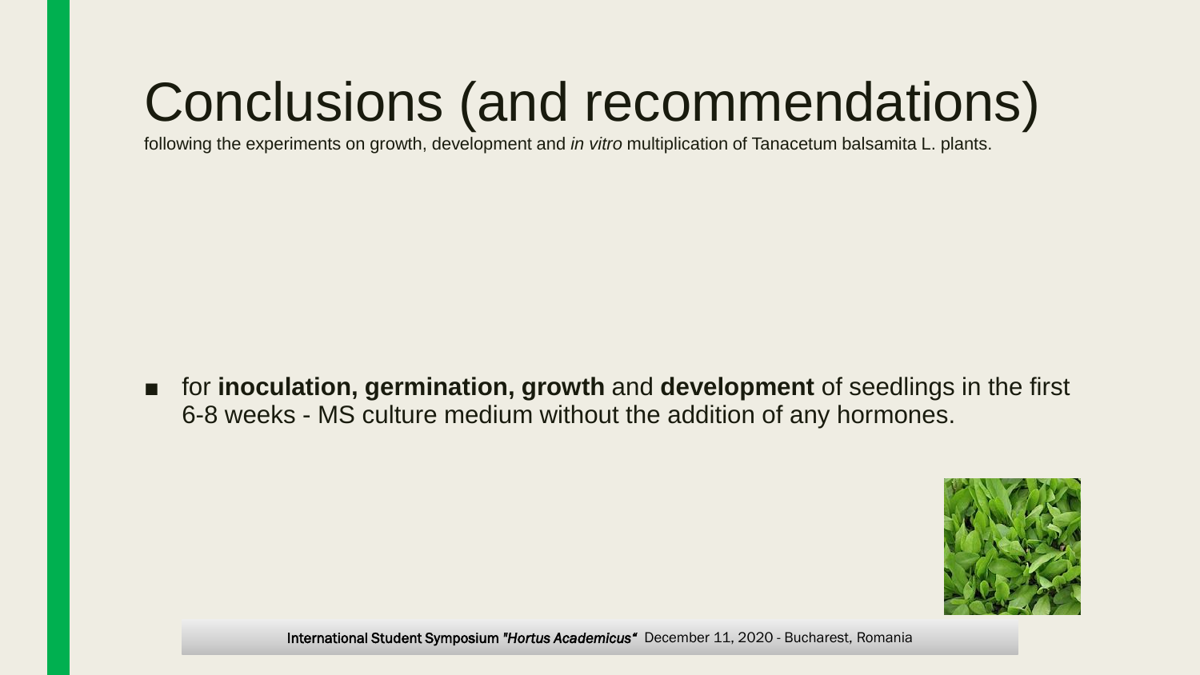# Conclusions (and recommendations)

following the experiments on growth, development and *in vitro* multiplication of Tanacetum balsamita L. plants.

- for **inoculation, germination, growth** and **development** of seedlings in the first 6-8 weeks - MS culture medium without the addition of any hormones.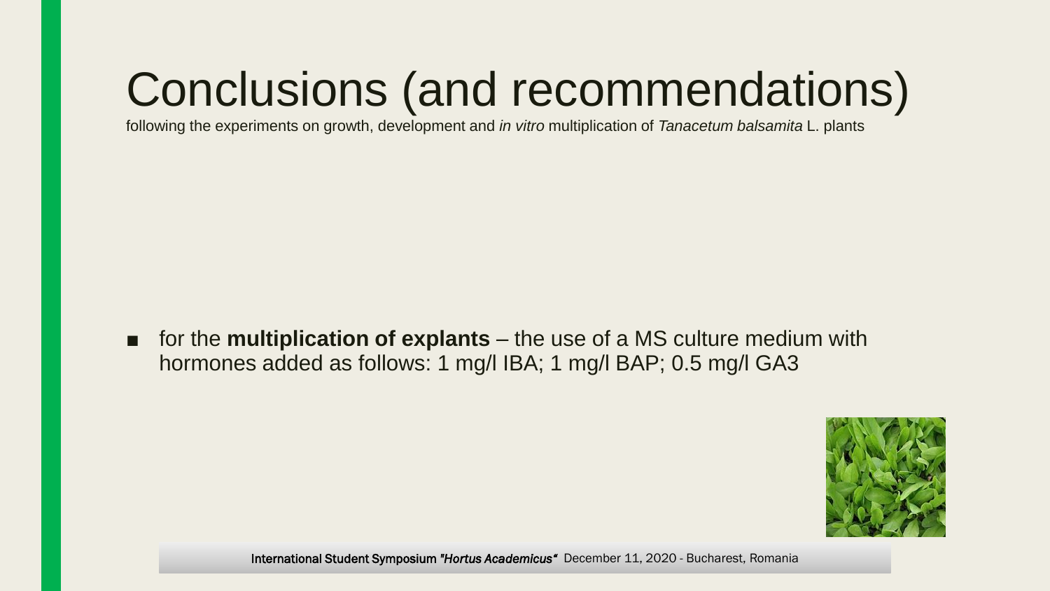# Conclusions (and recommendations)

following the experiments on growth, development and *in vitro* multiplication of *Tanacetum balsamita* L. plants

- for the **multiplication of explants** – the use of a MS culture medium with hormones added as follows: 1 mg/l IBA; 1 mg/l BAP; 0.5 mg/l GA3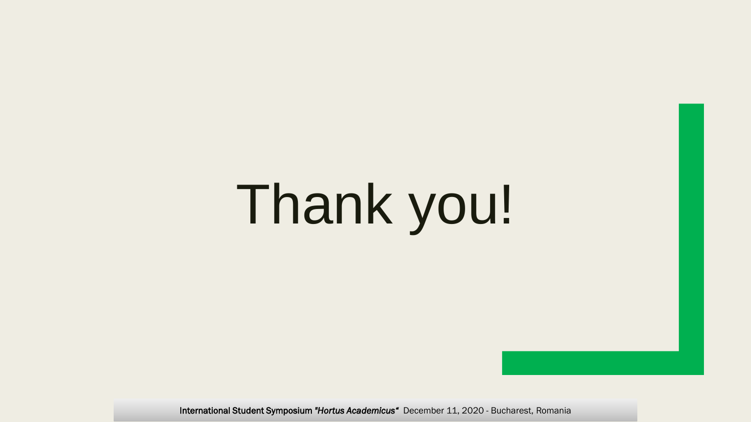# Thank you!